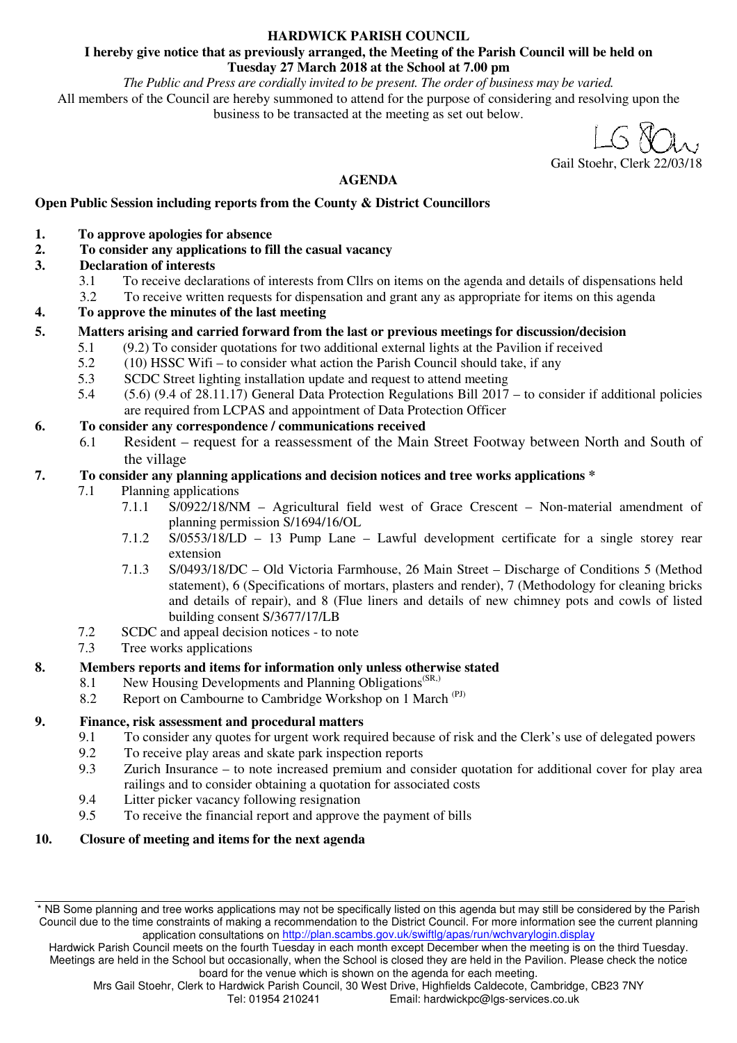# HARDWICK PARISH COUNCIL

**I hereby give notice that as previously arranged, the Meeting of the Parish Council will be held on Tuesday 27 March 2018 at the School at 7.00 pm**

*The Public and Press are cordially invited to be present. The order of business may be varied.*

All members of the Council are hereby summoned to attend for the purpose of considering and resolving upon the business to be transacted at the meeting as set out below.

Gail Stoehr, Clerk 22/03/18

## AGENDA

**Open Public Session including reports from the County & District Councillors**

**1. To approve apologies for absence**

**2. To consider any applications to fill the casual vacancy**

**3. Declaration of interests**

- 3.1 To receive declarations of interests from Cllrs on items on the agenda and details of dispensations held
- 3.2 To receive written requests for dispensation and grant any as appropriate for items on this agenda

**4. To approve the minutes of the last meeting**

**5. Matters arising and carried forward from the last or previous meetings for discussion/decision**

- 5.1 (9.2) To consider quotations for two additional external lights at the Pavilion if received
- 5.2 (10) HSSC Wifi – to consider what action the Parish Council should take, if any
- 5.3 SCDC Street lighting installation update and request to attend meeting
- 5.4 (5.6) (9.4 of 28.11.17) General Data Protection Regulations Bill 2017 – to consider if additional policies are required from LCPAS and appointment of Data Protection Officer

**6. To consider any correspondence / communications received**

- 6.1 Resident – request for a reassessment of the Main Street Footway between North and South of the village

**7. To consider any planning applications and decision notices and tree works applications \***

- 7.1 Planning applications
  - 7.1.1 S/0922/18/NM – Agricultural field west of Grace Crescent – Non-material amendment of planning permission S/1694/16/OL
  - 7.1.2 S/0553/18/LD – 13 Pump Lane – Lawful development certificate for a single storey rear extension
  - 7.1.3 S/0493/18/DC – Old Victoria Farmhouse, 26 Main Street – Discharge of Conditions 5 (Method statement), 6 (Specifications of mortars, plasters and render), 7 (Methodology for cleaning bricks and details of repair), and 8 (Flue liners and details of new chimney pots and cowls of listed building consent S/3677/17/LB
- 7.2 SCDC and appeal decision notices - to note
- 7.3 Tree works applications

**8. Members reports and items for information only unless otherwise stated**

- 8.1 New Housing Developments and Planning Obligations (SR,)
- 8.2 Report on Cambourne to Cambridge Workshop on 1 March (PJ)

**9. Finance, risk assessment and procedural matters**

- 9.1 To consider any quotes for urgent work required because of risk and the Clerk's use of delegated powers
- 9.2 To receive play areas and skate park inspection reports
- 9.3 Zurich Insurance – to note increased premium and consider quotation for additional cover for play area railings and to consider obtaining a quotation for associated costs
- 9.4 Litter picker vacancy following resignation
- 9.5 To receive the financial report and approve the payment of bills

**10. Closure of meeting and items for the next agenda**

---

\* NB Some planning and tree works applications may not be specifically listed on this agenda but may still be considered by the Parish Council due to the time constraints of making a recommendation to the District Council. For more information see the current planning application consultations on http://plan.scambs.gov.uk/swiftlg/apas/run/wchvarylogin.display

Hardwick Parish Council meets on the fourth Tuesday in each month except December when the meeting is on the third Tuesday. Meetings are held in the School but occasionally, when the School is closed they are held in the Pavilion. Please check the notice board for the venue which is shown on the agenda for each meeting.

Mrs Gail Stoehr, Clerk to Hardwick Parish Council, 30 West Drive, Highfields Caldecote, Cambridge, CB23 7NY
Tel: 01954 210241 Email: hardwickpc@lgs-services.co.uk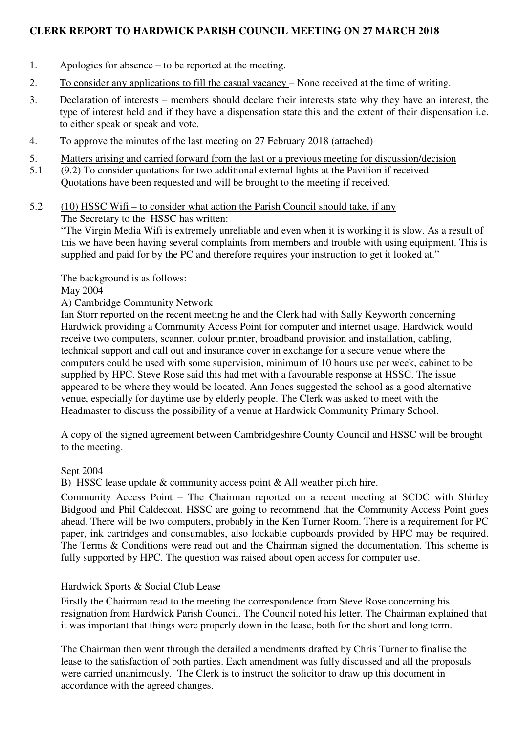**CLERK REPORT TO HARDWICK PARISH COUNCIL MEETING ON 27 MARCH 2018**

1. Apologies for absence – to be reported at the meeting.

2. To consider any applications to fill the casual vacancy – None received at the time of writing.

3. Declaration of interests – members should declare their interests state why they have an interest, the type of interest held and if they have a dispensation state this and the extent of their dispensation i.e. to either speak or speak and vote.

4. To approve the minutes of the last meeting on 27 February 2018 (attached)

5. Matters arising and carried forward from the last or a previous meeting for discussion/decision

5.1 (9.2) To consider quotations for two additional external lights at the Pavilion if received
Quotations have been requested and will be brought to the meeting if received.

5.2 (10) HSSC Wifi – to consider what action the Parish Council should take, if any
The Secretary to the HSSC has written:
"The Virgin Media Wifi is extremely unreliable and even when it is working it is slow. As a result of this we have been having several complaints from members and trouble with using equipment. This is supplied and paid for by the PC and therefore requires your instruction to get it looked at."

The background is as follows:
May 2004
A) Cambridge Community Network
Ian Storr reported on the recent meeting he and the Clerk had with Sally Keyworth concerning Hardwick providing a Community Access Point for computer and internet usage. Hardwick would receive two computers, scanner, colour printer, broadband provision and installation, cabling, technical support and call out and insurance cover in exchange for a secure venue where the computers could be used with some supervision, minimum of 10 hours use per week, cabinet to be supplied by HPC. Steve Rose said this had met with a favourable response at HSSC. The issue appeared to be where they would be located. Ann Jones suggested the school as a good alternative venue, especially for daytime use by elderly people. The Clerk was asked to meet with the Headmaster to discuss the possibility of a venue at Hardwick Community Primary School.

A copy of the signed agreement between Cambridgeshire County Council and HSSC will be brought to the meeting.

Sept 2004
B) HSSC lease update & community access point & All weather pitch hire.

Community Access Point – The Chairman reported on a recent meeting at SCDC with Shirley Bidgood and Phil Caldecoat. HSSC are going to recommend that the Community Access Point goes ahead. There will be two computers, probably in the Ken Turner Room. There is a requirement for PC paper, ink cartridges and consumables, also lockable cupboards provided by HPC may be required. The Terms & Conditions were read out and the Chairman signed the documentation. This scheme is fully supported by HPC. The question was raised about open access for computer use.

Hardwick Sports & Social Club Lease
Firstly the Chairman read to the meeting the correspondence from Steve Rose concerning his resignation from Hardwick Parish Council. The Council noted his letter. The Chairman explained that it was important that things were properly down in the lease, both for the short and long term.

The Chairman then went through the detailed amendments drafted by Chris Turner to finalise the lease to the satisfaction of both parties. Each amendment was fully discussed and all the proposals were carried unanimously. The Clerk is to instruct the solicitor to draw up this document in accordance with the agreed changes.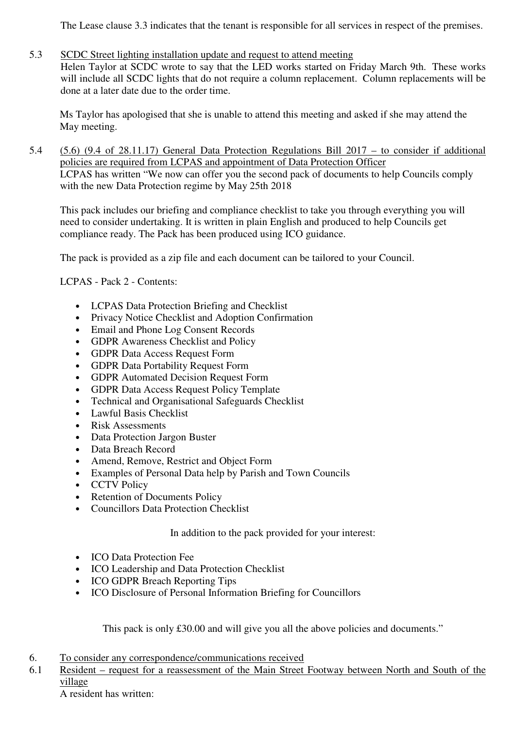The Lease clause 3.3 indicates that the tenant is responsible for all services in respect of the premises.

5.3 SCDC Street lighting installation update and request to attend meeting

Helen Taylor at SCDC wrote to say that the LED works started on Friday March 9th. These works will include all SCDC lights that do not require a column replacement. Column replacements will be done at a later date due to the order time.

Ms Taylor has apologised that she is unable to attend this meeting and asked if she may attend the May meeting.

5.4 (5.6) (9.4 of 28.11.17) General Data Protection Regulations Bill 2017 – to consider if additional policies are required from LCPAS and appointment of Data Protection Officer

LCPAS has written "We now can offer you the second pack of documents to help Councils comply with the new Data Protection regime by May 25th 2018

This pack includes our briefing and compliance checklist to take you through everything you will need to consider undertaking. It is written in plain English and produced to help Councils get compliance ready. The Pack has been produced using ICO guidance.

The pack is provided as a zip file and each document can be tailored to your Council.

LCPAS - Pack 2 - Contents:

- LCPAS Data Protection Briefing and Checklist
- Privacy Notice Checklist and Adoption Confirmation
- Email and Phone Log Consent Records
- GDPR Awareness Checklist and Policy
- GDPR Data Access Request Form
- GDPR Data Portability Request Form
- GDPR Automated Decision Request Form
- GDPR Data Access Request Policy Template
- Technical and Organisational Safeguards Checklist
- Lawful Basis Checklist
- Risk Assessments
- Data Protection Jargon Buster
- Data Breach Record
- Amend, Remove, Restrict and Object Form
- Examples of Personal Data help by Parish and Town Councils
- CCTV Policy
- Retention of Documents Policy
- Councillors Data Protection Checklist

In addition to the pack provided for your interest:

- ICO Data Protection Fee
- ICO Leadership and Data Protection Checklist
- ICO GDPR Breach Reporting Tips
- ICO Disclosure of Personal Information Briefing for Councillors

This pack is only £30.00 and will give you all the above policies and documents."

6. To consider any correspondence/communications received

6.1 Resident – request for a reassessment of the Main Street Footway between North and South of the village

A resident has written: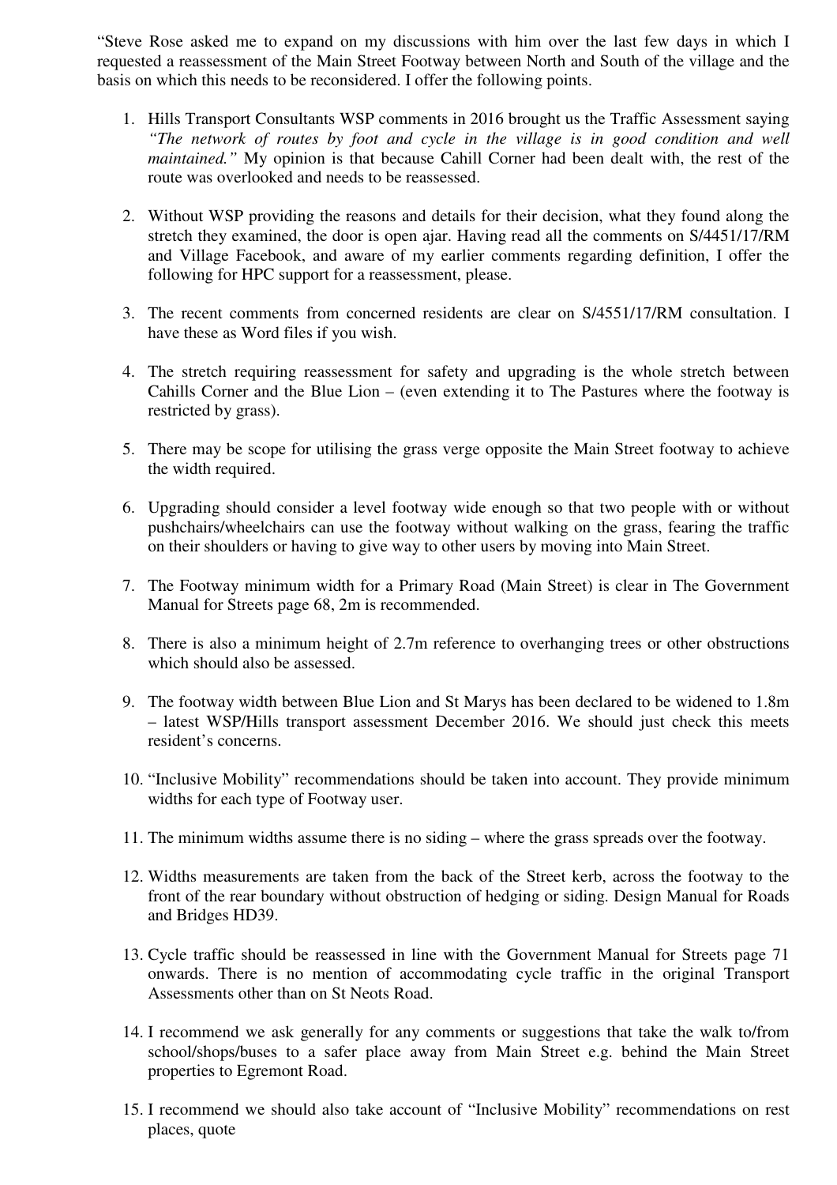"Steve Rose asked me to expand on my discussions with him over the last few days in which I requested a reassessment of the Main Street Footway between North and South of the village and the basis on which this needs to be reconsidered. I offer the following points.

1. Hills Transport Consultants WSP comments in 2016 brought us the Traffic Assessment saying *"The network of routes by foot and cycle in the village is in good condition and well maintained."* My opinion is that because Cahill Corner had been dealt with, the rest of the route was overlooked and needs to be reassessed.

2. Without WSP providing the reasons and details for their decision, what they found along the stretch they examined, the door is open ajar. Having read all the comments on S/4451/17/RM and Village Facebook, and aware of my earlier comments regarding definition, I offer the following for HPC support for a reassessment, please.

3. The recent comments from concerned residents are clear on S/4551/17/RM consultation. I have these as Word files if you wish.

4. The stretch requiring reassessment for safety and upgrading is the whole stretch between Cahills Corner and the Blue Lion – (even extending it to The Pastures where the footway is restricted by grass).

5. There may be scope for utilising the grass verge opposite the Main Street footway to achieve the width required.

6. Upgrading should consider a level footway wide enough so that two people with or without pushchairs/wheelchairs can use the footway without walking on the grass, fearing the traffic on their shoulders or having to give way to other users by moving into Main Street.

7. The Footway minimum width for a Primary Road (Main Street) is clear in The Government Manual for Streets page 68, 2m is recommended.

8. There is also a minimum height of 2.7m reference to overhanging trees or other obstructions which should also be assessed.

9. The footway width between Blue Lion and St Marys has been declared to be widened to 1.8m – latest WSP/Hills transport assessment December 2016. We should just check this meets resident's concerns.

10. "Inclusive Mobility" recommendations should be taken into account. They provide minimum widths for each type of Footway user.

11. The minimum widths assume there is no siding – where the grass spreads over the footway.

12. Widths measurements are taken from the back of the Street kerb, across the footway to the front of the rear boundary without obstruction of hedging or siding. Design Manual for Roads and Bridges HD39.

13. Cycle traffic should be reassessed in line with the Government Manual for Streets page 71 onwards. There is no mention of accommodating cycle traffic in the original Transport Assessments other than on St Neots Road.

14. I recommend we ask generally for any comments or suggestions that take the walk to/from school/shops/buses to a safer place away from Main Street e.g. behind the Main Street properties to Egremont Road.

15. I recommend we should also take account of "Inclusive Mobility" recommendations on rest places, quote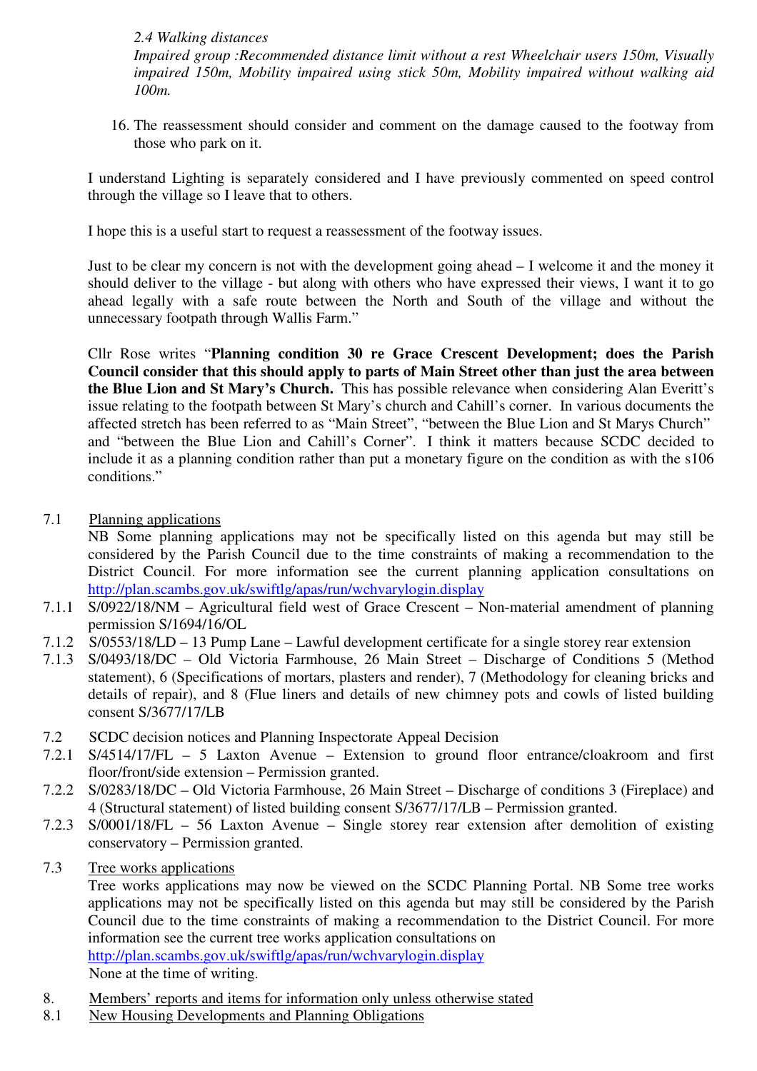*2.4 Walking distances*
*Impaired group :Recommended distance limit without a rest Wheelchair users 150m, Visually impaired 150m, Mobility impaired using stick 50m, Mobility impaired without walking aid 100m.*

16. The reassessment should consider and comment on the damage caused to the footway from those who park on it.

I understand Lighting is separately considered and I have previously commented on speed control through the village so I leave that to others.

I hope this is a useful start to request a reassessment of the footway issues.

Just to be clear my concern is not with the development going ahead – I welcome it and the money it should deliver to the village - but along with others who have expressed their views, I want it to go ahead legally with a safe route between the North and South of the village and without the unnecessary footpath through Wallis Farm."

Cllr Rose writes "**Planning condition 30 re Grace Crescent Development; does the Parish Council consider that this should apply to parts of Main Street other than just the area between the Blue Lion and St Mary's Church.** This has possible relevance when considering Alan Everitt's issue relating to the footpath between St Mary's church and Cahill's corner. In various documents the affected stretch has been referred to as "Main Street", "between the Blue Lion and St Marys Church" and "between the Blue Lion and Cahill's Corner". I think it matters because SCDC decided to include it as a planning condition rather than put a monetary figure on the condition as with the s106 conditions."

7.1 <u>Planning applications</u>
NB Some planning applications may not be specifically listed on this agenda but may still be considered by the Parish Council due to the time constraints of making a recommendation to the District Council. For more information see the current planning application consultations on http://plan.scambs.gov.uk/swiftlg/apas/run/wchvarylogin.display

7.1.1 S/0922/18/NM – Agricultural field west of Grace Crescent – Non-material amendment of planning permission S/1694/16/OL
7.1.2 S/0553/18/LD – 13 Pump Lane – Lawful development certificate for a single storey rear extension
7.1.3 S/0493/18/DC – Old Victoria Farmhouse, 26 Main Street – Discharge of Conditions 5 (Method statement), 6 (Specifications of mortars, plasters and render), 7 (Methodology for cleaning bricks and details of repair), and 8 (Flue liners and details of new chimney pots and cowls of listed building consent S/3677/17/LB

7.2 SCDC decision notices and Planning Inspectorate Appeal Decision
7.2.1 S/4514/17/FL – 5 Laxton Avenue – Extension to ground floor entrance/cloakroom and first floor/front/side extension – Permission granted.
7.2.2 S/0283/18/DC – Old Victoria Farmhouse, 26 Main Street – Discharge of conditions 3 (Fireplace) and 4 (Structural statement) of listed building consent S/3677/17/LB – Permission granted.
7.2.3 S/0001/18/FL – 56 Laxton Avenue – Single storey rear extension after demolition of existing conservatory – Permission granted.

7.3 <u>Tree works applications</u>
Tree works applications may now be viewed on the SCDC Planning Portal. NB Some tree works applications may not be specifically listed on this agenda but may still be considered by the Parish Council due to the time constraints of making a recommendation to the District Council. For more information see the current tree works application consultations on
http://plan.scambs.gov.uk/swiftlg/apas/run/wchvarylogin.display
None at the time of writing.

8. <u>Members' reports and items for information only unless otherwise stated</u>
8.1 <u>New Housing Developments and Planning Obligations</u>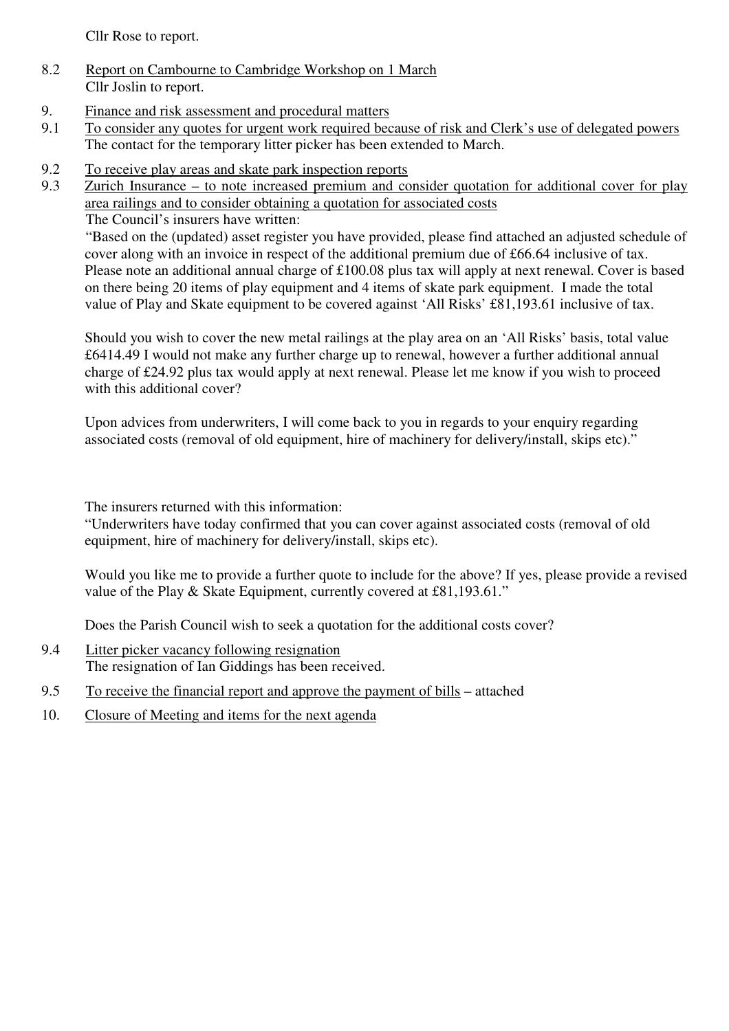Cllr Rose to report.

8.2 Report on Cambourne to Cambridge Workshop on 1 March
Cllr Joslin to report.

9. Finance and risk assessment and procedural matters

9.1 To consider any quotes for urgent work required because of risk and Clerk's use of delegated powers
The contact for the temporary litter picker has been extended to March.

9.2 To receive play areas and skate park inspection reports

9.3 Zurich Insurance – to note increased premium and consider quotation for additional cover for play area railings and to consider obtaining a quotation for associated costs
The Council's insurers have written:
"Based on the (updated) asset register you have provided, please find attached an adjusted schedule of cover along with an invoice in respect of the additional premium due of £66.64 inclusive of tax. Please note an additional annual charge of £100.08 plus tax will apply at next renewal. Cover is based on there being 20 items of play equipment and 4 items of skate park equipment. I made the total value of Play and Skate equipment to be covered against 'All Risks' £81,193.61 inclusive of tax.

Should you wish to cover the new metal railings at the play area on an 'All Risks' basis, total value £6414.49 I would not make any further charge up to renewal, however a further additional annual charge of £24.92 plus tax would apply at next renewal. Please let me know if you wish to proceed with this additional cover?

Upon advices from underwriters, I will come back to you in regards to your enquiry regarding associated costs (removal of old equipment, hire of machinery for delivery/install, skips etc)."

The insurers returned with this information:
"Underwriters have today confirmed that you can cover against associated costs (removal of old equipment, hire of machinery for delivery/install, skips etc).

Would you like me to provide a further quote to include for the above? If yes, please provide a revised value of the Play & Skate Equipment, currently covered at £81,193.61."

Does the Parish Council wish to seek a quotation for the additional costs cover?

9.4 Litter picker vacancy following resignation
The resignation of Ian Giddings has been received.

9.5 To receive the financial report and approve the payment of bills – attached

10. Closure of Meeting and items for the next agenda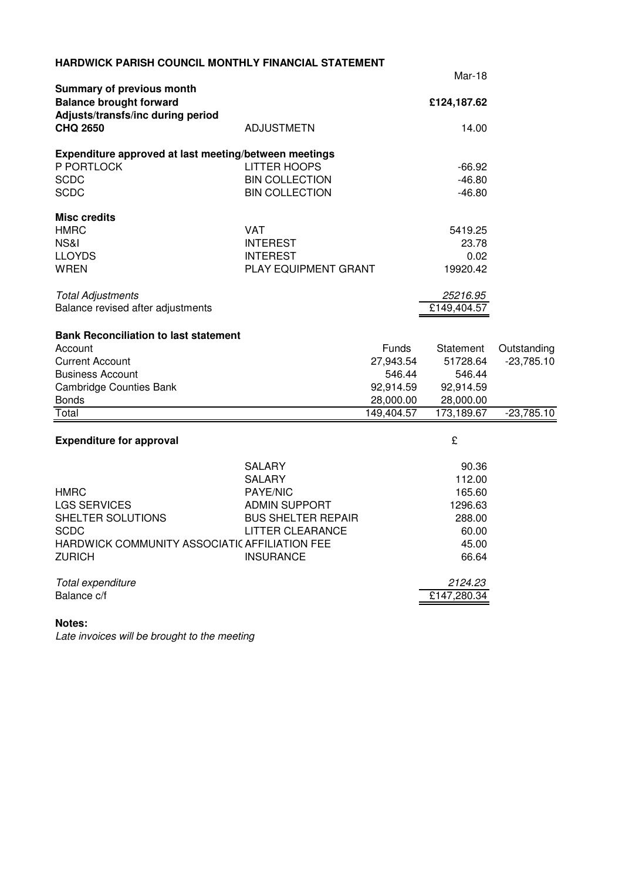**HARDWICK PARISH COUNCIL MONTHLY FINANCIAL STATEMENT**

Mar-18

| | | | | |
|---|---|---|---|---|
| **Summary of previous month** | | | | |
| **Balance brought forward** | | | **£124,187.62** | |
| **Adjusts/transfs/inc during period** | | | | |
| **CHQ 2650** | ADJUSTMETN | | 14.00 | |
| | | | | |
| **Expenditure approved at last meeting/between meetings** | | | | |
| P PORTLOCK | LITTER HOOPS | | -66.92 | |
| SCDC | BIN COLLECTION | | -46.80 | |
| SCDC | BIN COLLECTION | | -46.80 | |
| | | | | |
| **Misc credits** | | | | |
| HMRC | VAT | | 5419.25 | |
| NS&I | INTEREST | | 23.78 | |
| LLOYDS | INTEREST | | 0.02 | |
| WREN | PLAY EQUIPMENT GRANT | | 19920.42 | |
| | | | | |
| *Total Adjustments* | | | *25216.95* | |
| Balance revised after adjustments | | | £149,404.57 | |
| | | | | |
| **Bank Reconciliation to last statement** | | | | |
| Account | | Funds | Statement | Outstanding |
| Current Account | | 27,943.54 | 51728.64 | -23,785.10 |
| Business Account | | 546.44 | 546.44 | |
| Cambridge Counties Bank | | 92,914.59 | 92,914.59 | |
| Bonds | | 28,000.00 | 28,000.00 | |
| Total | | 149,404.57 | 173,189.67 | -23,785.10 |
| | | | | |
| **Expenditure for approval** | | | £ | |
| | SALARY | | 90.36 | |
| | SALARY | | 112.00 | |
| HMRC | PAYE/NIC | | 165.60 | |
| LGS SERVICES | ADMIN SUPPORT | | 1296.63 | |
| SHELTER SOLUTIONS | BUS SHELTER REPAIR | | 288.00 | |
| SCDC | LITTER CLEARANCE | | 60.00 | |
| HARDWICK COMMUNITY ASSOCIATIC | AFFILIATION FEE | | 45.00 | |
| ZURICH | INSURANCE | | 66.64 | |
| | | | | |
| *Total expenditure* | | | *2124.23* | |
| Balance c/f | | | £147,280.34 | |

**Notes:**

*Late invoices will be brought to the meeting*